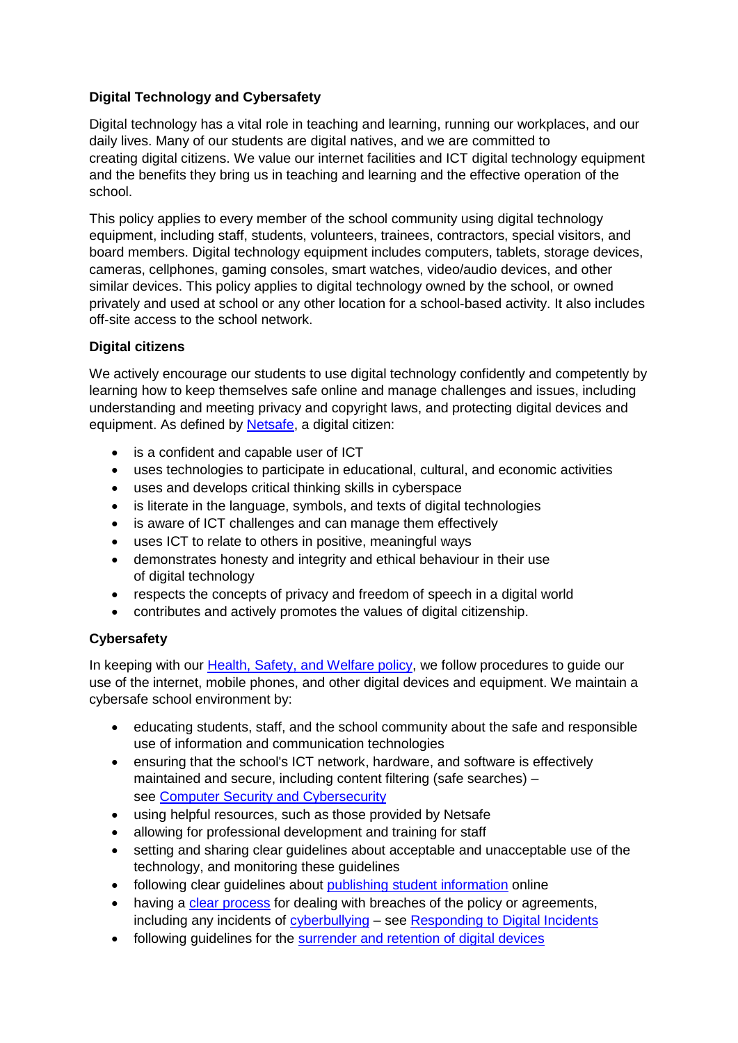## Digital Technology and Cybersafety

Digital technology has a vital role in teaching and learning, running our workplaces, and our daily lives. Many of our students are digital natives, and we are committed to creating digital citizens. We value our internet facilities and ICT digital technology equipment and the benefits they bring us in teaching and learning and the effective operation of the school.

This policy applies to every member of the school community using digital technology equipment, including staff, students, volunteers, trainees, contractors, special visitors, and board members. Digital technology equipment includes computers, tablets, storage devices, cameras, cellphones, gaming consoles, smart watches, video/audio devices, and other similar devices. This policy applies to digital technology owned by the school, or owned privately and used at school or any other location for a school-based activity. It also includes off-site access to the school network.

### Digital citizens

We actively encourage our students to use digital technology confidently and competently by learning how to keep themselves safe online and manage challenges and issues, including understanding and meeting privacy and copyright laws, and protecting digital devices and equipment. As defined by Netsafe, a digital citizen:

- is a confident and capable user of ICT
- uses technologies to participate in educational, cultural, and economic activities
- uses and develops critical thinking skills in cyberspace
- is literate in the language, symbols, and texts of digital technologies
- is aware of ICT challenges and can manage them effectively
- uses ICT to relate to others in positive, meaningful ways
- demonstrates honesty and integrity and ethical behaviour in their use of digital technology
- respects the concepts of privacy and freedom of speech in a digital world
- contributes and actively promotes the values of digital citizenship.

### Cybersafety

In keeping with our Health, Safety, and Welfare policy, we follow procedures to guide our use of the internet, mobile phones, and other digital devices and equipment. We maintain a cybersafe school environment by:

- educating students, staff, and the school community about the safe and responsible use of information and communication technologies
- ensuring that the school's ICT network, hardware, and software is effectively maintained and secure, including content filtering (safe searches) – see Computer Security and Cybersecurity
- using helpful resources, such as those provided by Netsafe
- allowing for professional development and training for staff
- setting and sharing clear guidelines about acceptable and unacceptable use of the technology, and monitoring these guidelines
- following clear guidelines about publishing student information online
- having a clear process for dealing with breaches of the policy or agreements, including any incidents of cyberbullying – see Responding to Digital Incidents
- following guidelines for the surrender and retention of digital devices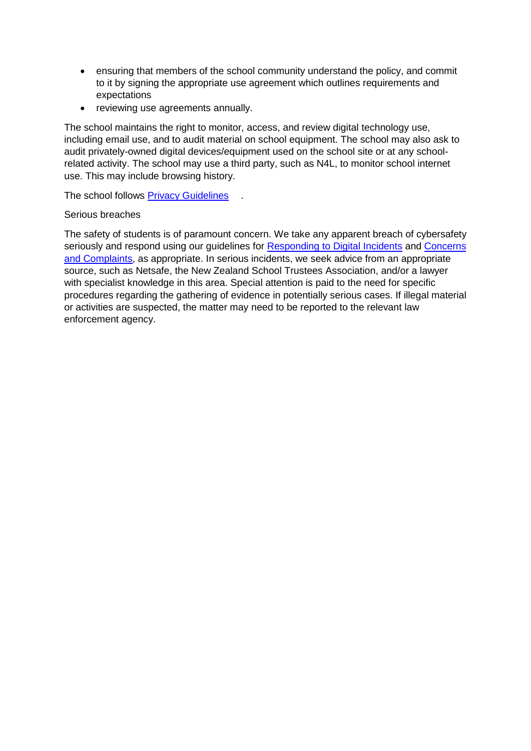- ensuring that members of the school community understand the policy, and commit to it by signing the appropriate use agreement which outlines requirements and expectations
- reviewing use agreements annually.

The school maintains the right to monitor, access, and review digital technology use, including email use, and to audit material on school equipment. The school may also ask to audit privately-owned digital devices/equipment used on the school site or at any school-related activity. The school may use a third party, such as N4L, to monitor school internet use. This may include browsing history.

The school follows Privacy Guidelines .

Serious breaches

The safety of students is of paramount concern. We take any apparent breach of cybersafety seriously and respond using our guidelines for Responding to Digital Incidents and Concerns and Complaints, as appropriate. In serious incidents, we seek advice from an appropriate source, such as Netsafe, the New Zealand School Trustees Association, and/or a lawyer with specialist knowledge in this area. Special attention is paid to the need for specific procedures regarding the gathering of evidence in potentially serious cases. If illegal material or activities are suspected, the matter may need to be reported to the relevant law enforcement agency.